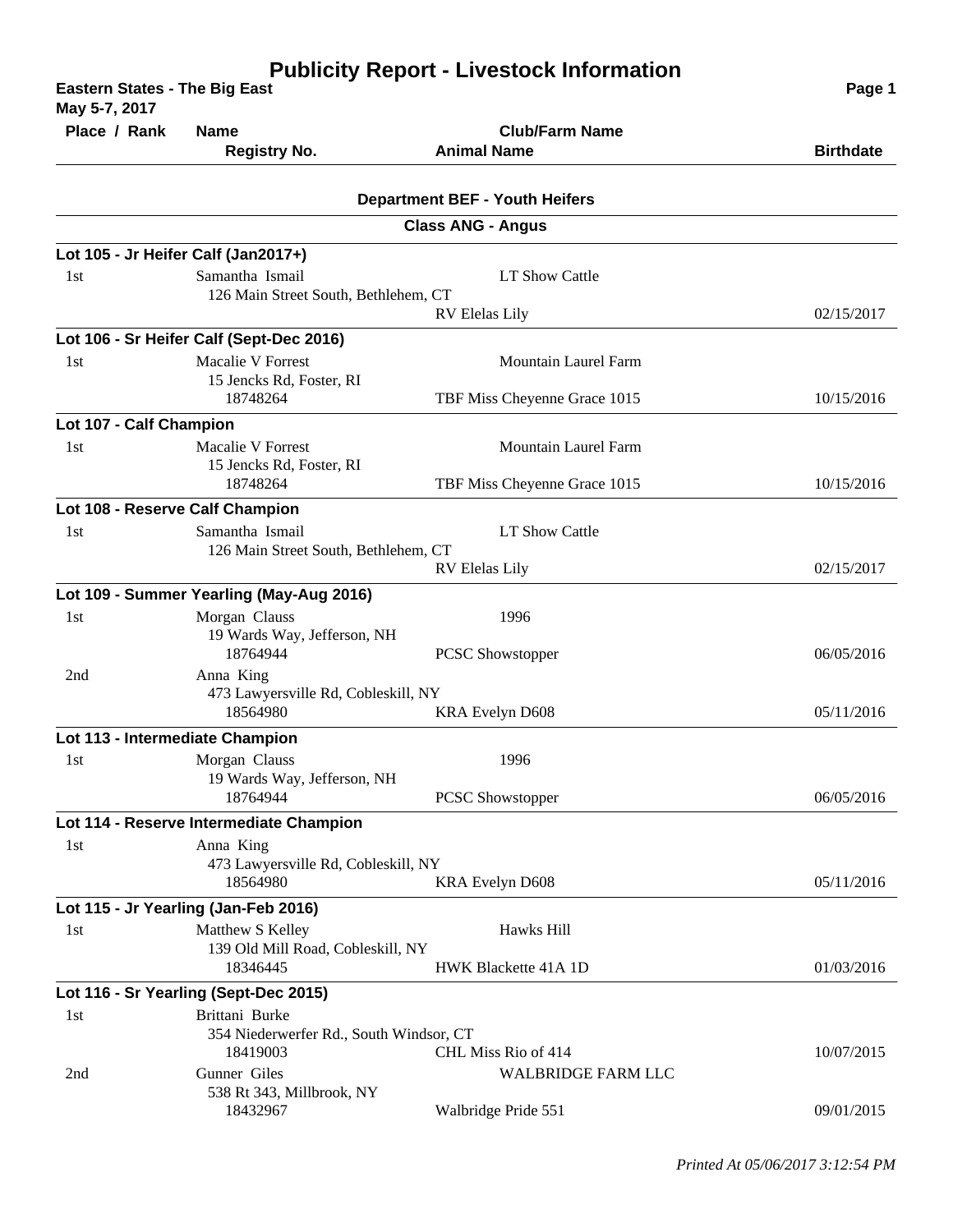# Publicity Report - Livestock Information

**Eastern States - The Big East**
**May 5-7, 2017**

| Place / Rank | Name / Registry No. | Club/Farm Name / Animal Name | Birthdate |
|---|---|---|---|

## Department BEF - Youth Heifers

### Class ANG - Angus

**Lot 105 - Jr Heifer Calf (Jan2017+)**

| Place / Rank | Name / Registry No. | Club/Farm Name / Animal Name | Birthdate |
|---|---|---|---|
| 1st | Samantha Ismail<br>126 Main Street South, Bethlehem, CT | LT Show Cattle<br>RV Elelas Lily | 02/15/2017 |

**Lot 106 - Sr Heifer Calf (Sept-Dec 2016)**

| Place / Rank | Name / Registry No. | Club/Farm Name / Animal Name | Birthdate |
|---|---|---|---|
| 1st | Macalie V Forrest<br>15 Jencks Rd, Foster, RI<br>18748264 | Mountain Laurel Farm<br>TBF Miss Cheyenne Grace 1015 | 10/15/2016 |

**Lot 107 - Calf Champion**

| Place / Rank | Name / Registry No. | Club/Farm Name / Animal Name | Birthdate |
|---|---|---|---|
| 1st | Macalie V Forrest<br>15 Jencks Rd, Foster, RI<br>18748264 | Mountain Laurel Farm<br>TBF Miss Cheyenne Grace 1015 | 10/15/2016 |

**Lot 108 - Reserve Calf Champion**

| Place / Rank | Name / Registry No. | Club/Farm Name / Animal Name | Birthdate |
|---|---|---|---|
| 1st | Samantha Ismail<br>126 Main Street South, Bethlehem, CT | LT Show Cattle<br>RV Elelas Lily | 02/15/2017 |

**Lot 109 - Summer Yearling (May-Aug 2016)**

| Place / Rank | Name / Registry No. | Club/Farm Name / Animal Name | Birthdate |
|---|---|---|---|
| 1st | Morgan Clauss<br>19 Wards Way, Jefferson, NH<br>18764944 | 1996<br>PCSC Showstopper | 06/05/2016 |
| 2nd | Anna King<br>473 Lawyersville Rd, Cobleskill, NY<br>18564980 | KRA Evelyn D608 | 05/11/2016 |

**Lot 113 - Intermediate Champion**

| Place / Rank | Name / Registry No. | Club/Farm Name / Animal Name | Birthdate |
|---|---|---|---|
| 1st | Morgan Clauss<br>19 Wards Way, Jefferson, NH<br>18764944 | 1996<br>PCSC Showstopper | 06/05/2016 |

**Lot 114 - Reserve Intermediate Champion**

| Place / Rank | Name / Registry No. | Club/Farm Name / Animal Name | Birthdate |
|---|---|---|---|
| 1st | Anna King<br>473 Lawyersville Rd, Cobleskill, NY<br>18564980 | KRA Evelyn D608 | 05/11/2016 |

**Lot 115 - Jr Yearling (Jan-Feb 2016)**

| Place / Rank | Name / Registry No. | Club/Farm Name / Animal Name | Birthdate |
|---|---|---|---|
| 1st | Matthew S Kelley<br>139 Old Mill Road, Cobleskill, NY<br>18346445 | Hawks Hill<br>HWK Blackette 41A 1D | 01/03/2016 |

**Lot 116 - Sr Yearling (Sept-Dec 2015)**

| Place / Rank | Name / Registry No. | Club/Farm Name / Animal Name | Birthdate |
|---|---|---|---|
| 1st | Brittani Burke<br>354 Niederwerfer Rd., South Windsor, CT<br>18419003 | CHL Miss Rio of 414 | 10/07/2015 |
| 2nd | Gunner Giles<br>538 Rt 343, Millbrook, NY<br>18432967 | WALBRIDGE FARM LLC<br>Walbridge Pride 551 | 09/01/2015 |

*Printed At 05/06/2017 3:12:54 PM*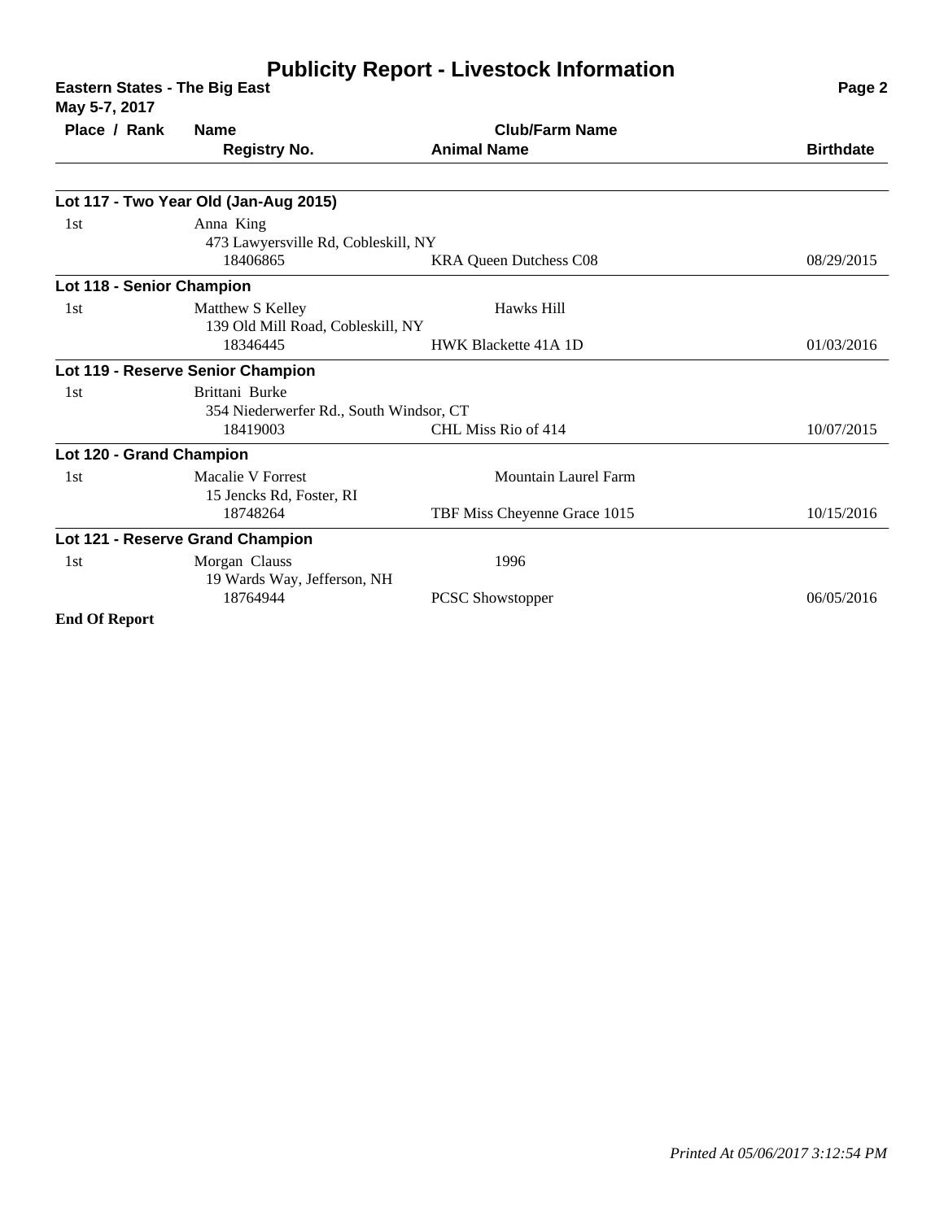# Publicity Report - Livestock Information

**Eastern States - The Big East**
**May 5-7, 2017**

| Place / Rank | Name / Registry No. | Club/Farm Name / Animal Name | Birthdate |
|---|---|---|---|
| **Lot 117 - Two Year Old (Jan-Aug 2015)** | | | |
| 1st | Anna King<br>473 Lawyersville Rd, Cobleskill, NY<br>18406865 | KRA Queen Dutchess C08 | 08/29/2015 |
| **Lot 118 - Senior Champion** | | | |
| 1st | Matthew S Kelley<br>139 Old Mill Road, Cobleskill, NY<br>18346445 | Hawks Hill<br>HWK Blackette 41A 1D | 01/03/2016 |
| **Lot 119 - Reserve Senior Champion** | | | |
| 1st | Brittani Burke<br>354 Niederwerfer Rd., South Windsor, CT<br>18419003 | CHL Miss Rio of 414 | 10/07/2015 |
| **Lot 120 - Grand Champion** | | | |
| 1st | Macalie V Forrest<br>15 Jencks Rd, Foster, RI<br>18748264 | Mountain Laurel Farm<br>TBF Miss Cheyenne Grace 1015 | 10/15/2016 |
| **Lot 121 - Reserve Grand Champion** | | | |
| 1st | Morgan Clauss<br>19 Wards Way, Jefferson, NH<br>18764944 | 1996<br>PCSC Showstopper | 06/05/2016 |

**End Of Report**

*Printed At 05/06/2017 3:12:54 PM*